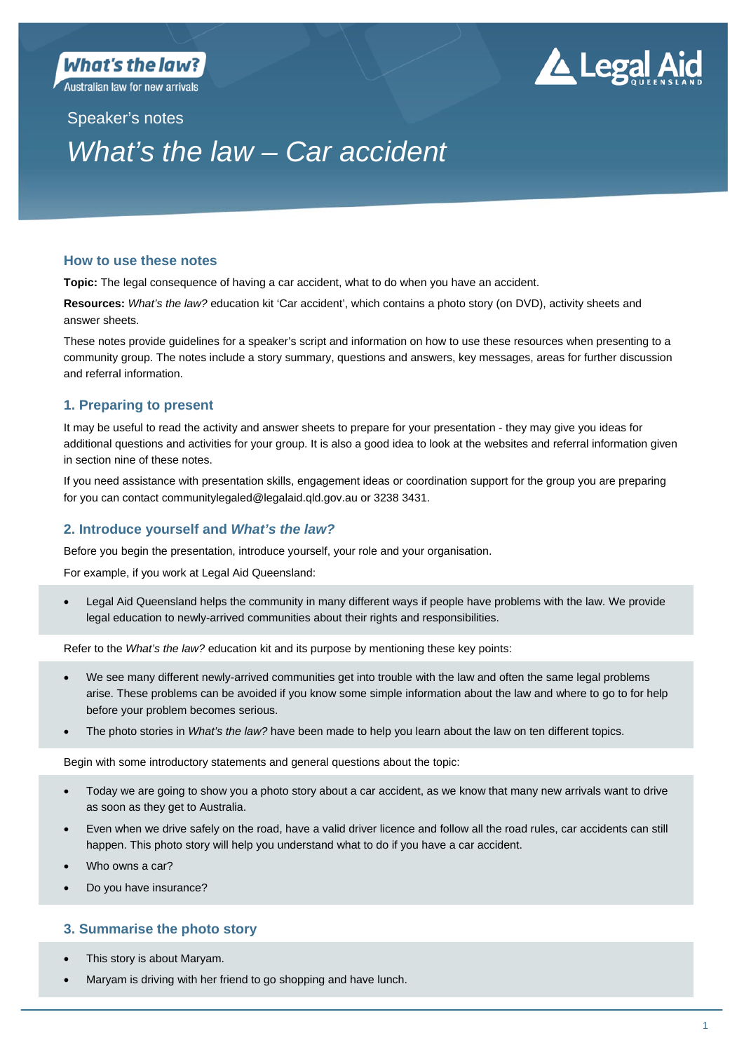What's the law?
Australian law for new arrivals

Legal Aid QUEENSLAND

Speaker's notes

# *What's the law – Car accident*

## How to use these notes

**Topic:** The legal consequence of having a car accident, what to do when you have an accident.

**Resources:** *What's the law?* education kit 'Car accident', which contains a photo story (on DVD), activity sheets and answer sheets.

These notes provide guidelines for a speaker's script and information on how to use these resources when presenting to a community group. The notes include a story summary, questions and answers, key messages, areas for further discussion and referral information.

## 1. Preparing to present

It may be useful to read the activity and answer sheets to prepare for your presentation - they may give you ideas for additional questions and activities for your group. It is also a good idea to look at the websites and referral information given in section nine of these notes.

If you need assistance with presentation skills, engagement ideas or coordination support for the group you are preparing for you can contact communitylegaled@legalaid.qld.gov.au or 3238 3431.

## 2. Introduce yourself and *What's the law?*

Before you begin the presentation, introduce yourself, your role and your organisation.

For example, if you work at Legal Aid Queensland:

- Legal Aid Queensland helps the community in many different ways if people have problems with the law. We provide legal education to newly-arrived communities about their rights and responsibilities.

Refer to the *What's the law?* education kit and its purpose by mentioning these key points:

- We see many different newly-arrived communities get into trouble with the law and often the same legal problems arise. These problems can be avoided if you know some simple information about the law and where to go to for help before your problem becomes serious.
- The photo stories in *What's the law?* have been made to help you learn about the law on ten different topics.

Begin with some introductory statements and general questions about the topic:

- Today we are going to show you a photo story about a car accident, as we know that many new arrivals want to drive as soon as they get to Australia.
- Even when we drive safely on the road, have a valid driver licence and follow all the road rules, car accidents can still happen. This photo story will help you understand what to do if you have a car accident.
- Who owns a car?
- Do you have insurance?

## 3. Summarise the photo story

- This story is about Maryam.
- Maryam is driving with her friend to go shopping and have lunch.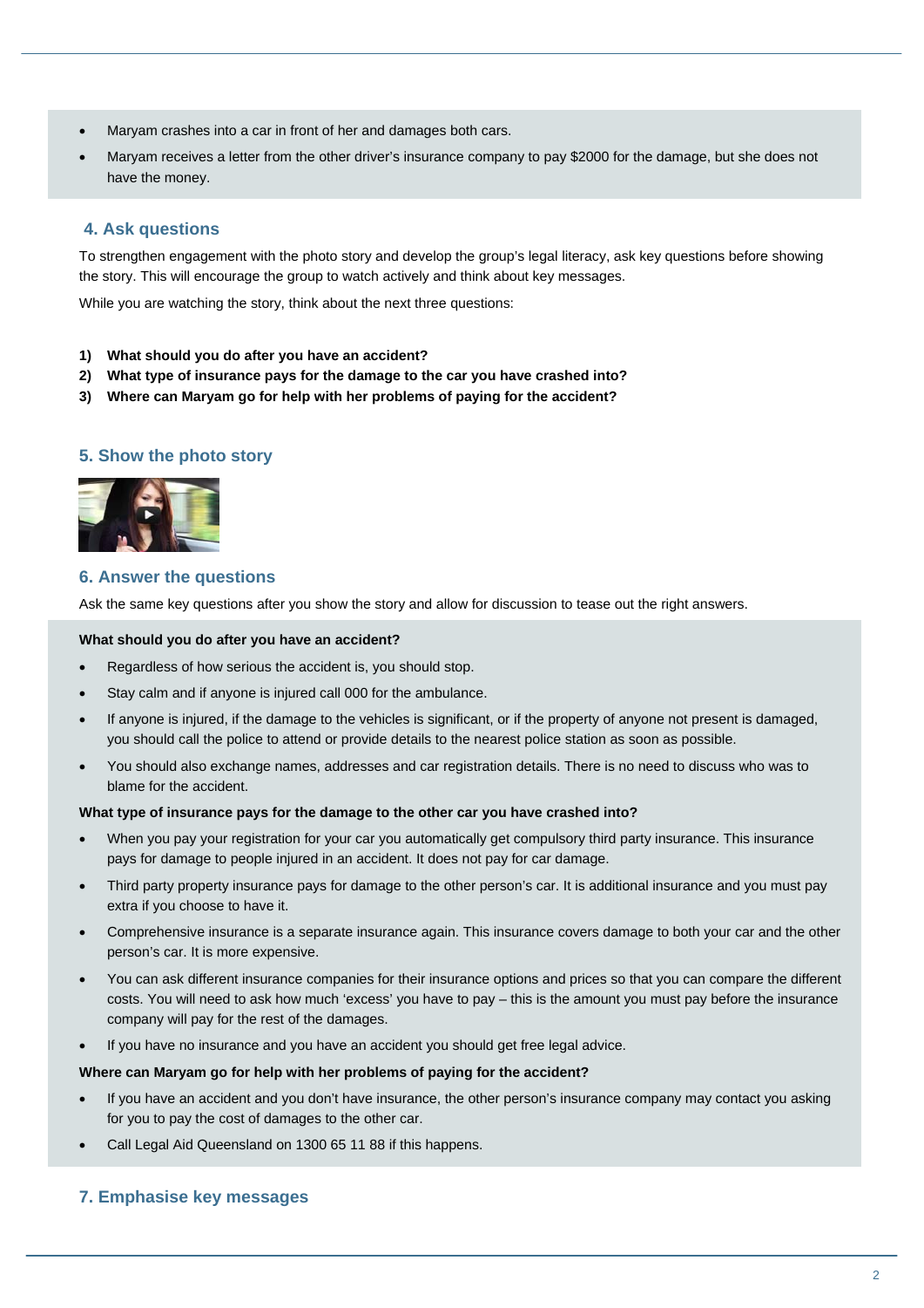- Maryam crashes into a car in front of her and damages both cars.
- Maryam receives a letter from the other driver's insurance company to pay $2000 for the damage, but she does not have the money.

## 4. Ask questions

To strengthen engagement with the photo story and develop the group's legal literacy, ask key questions before showing the story. This will encourage the group to watch actively and think about key messages.

While you are watching the story, think about the next three questions:

1) **What should you do after you have an accident?**
2) **What type of insurance pays for the damage to the car you have crashed into?**
3) **Where can Maryam go for help with her problems of paying for the accident?**

## 5. Show the photo story

## 6. Answer the questions

Ask the same key questions after you show the story and allow for discussion to tease out the right answers.

**What should you do after you have an accident?**

- Regardless of how serious the accident is, you should stop.
- Stay calm and if anyone is injured call 000 for the ambulance.
- If anyone is injured, if the damage to the vehicles is significant, or if the property of anyone not present is damaged, you should call the police to attend or provide details to the nearest police station as soon as possible.
- You should also exchange names, addresses and car registration details. There is no need to discuss who was to blame for the accident.

**What type of insurance pays for the damage to the other car you have crashed into?**

- When you pay your registration for your car you automatically get compulsory third party insurance. This insurance pays for damage to people injured in an accident. It does not pay for car damage.
- Third party property insurance pays for damage to the other person's car. It is additional insurance and you must pay extra if you choose to have it.
- Comprehensive insurance is a separate insurance again. This insurance covers damage to both your car and the other person's car. It is more expensive.
- You can ask different insurance companies for their insurance options and prices so that you can compare the different costs. You will need to ask how much 'excess' you have to pay – this is the amount you must pay before the insurance company will pay for the rest of the damages.
- If you have no insurance and you have an accident you should get free legal advice.

**Where can Maryam go for help with her problems of paying for the accident?**

- If you have an accident and you don't have insurance, the other person's insurance company may contact you asking for you to pay the cost of damages to the other car.
- Call Legal Aid Queensland on 1300 65 11 88 if this happens.

## 7. Emphasise key messages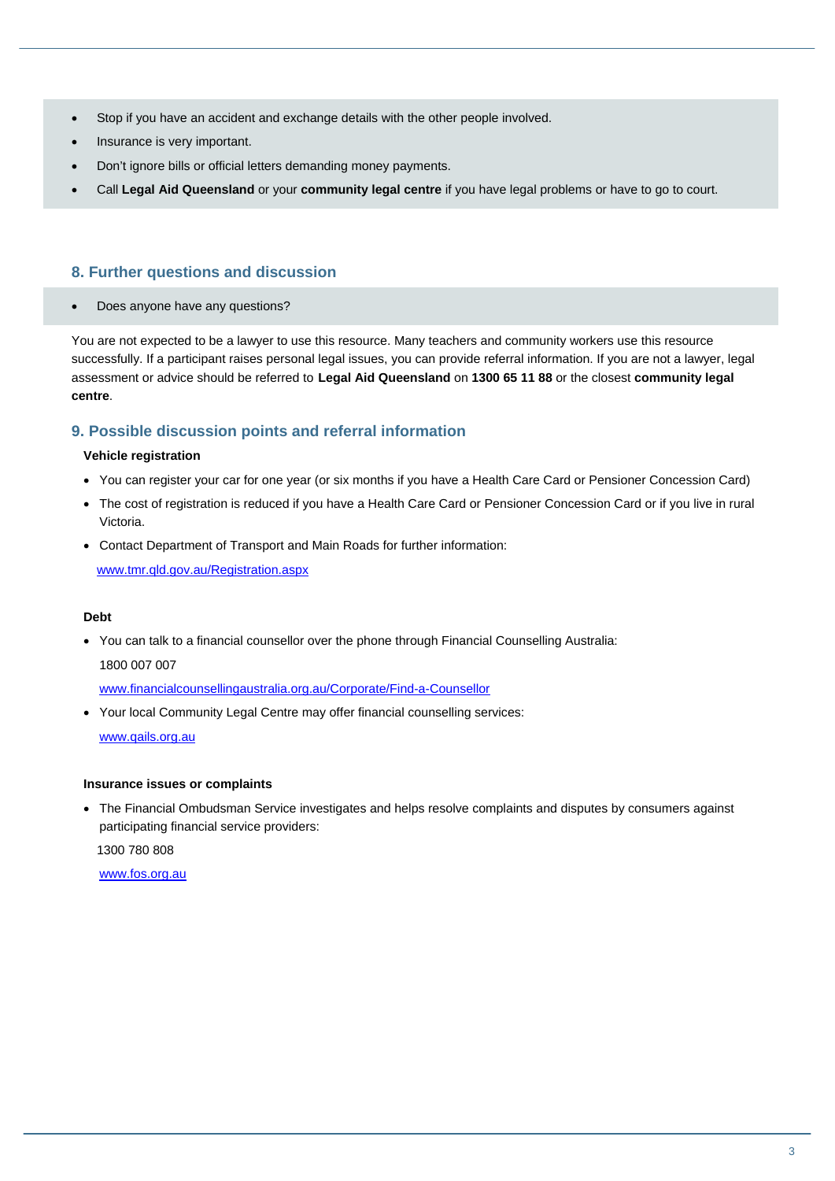- Stop if you have an accident and exchange details with the other people involved.
- Insurance is very important.
- Don't ignore bills or official letters demanding money payments.
- Call **Legal Aid Queensland** or your **community legal centre** if you have legal problems or have to go to court.

## 8. Further questions and discussion

- Does anyone have any questions?

You are not expected to be a lawyer to use this resource. Many teachers and community workers use this resource successfully. If a participant raises personal legal issues, you can provide referral information. If you are not a lawyer, legal assessment or advice should be referred to **Legal Aid Queensland** on **1300 65 11 88** or the closest **community legal centre**.

## 9. Possible discussion points and referral information

**Vehicle registration**

- You can register your car for one year (or six months if you have a Health Care Card or Pensioner Concession Card)
- The cost of registration is reduced if you have a Health Care Card or Pensioner Concession Card or if you live in rural Victoria.
- Contact Department of Transport and Main Roads for further information:

  www.tmr.qld.gov.au/Registration.aspx

**Debt**

- You can talk to a financial counsellor over the phone through Financial Counselling Australia:

  1800 007 007

  www.financialcounsellingaustralia.org.au/Corporate/Find-a-Counsellor
- Your local Community Legal Centre may offer financial counselling services:

  www.qails.org.au

**Insurance issues or complaints**

- The Financial Ombudsman Service investigates and helps resolve complaints and disputes by consumers against participating financial service providers:

  1300 780 808

  www.fos.org.au